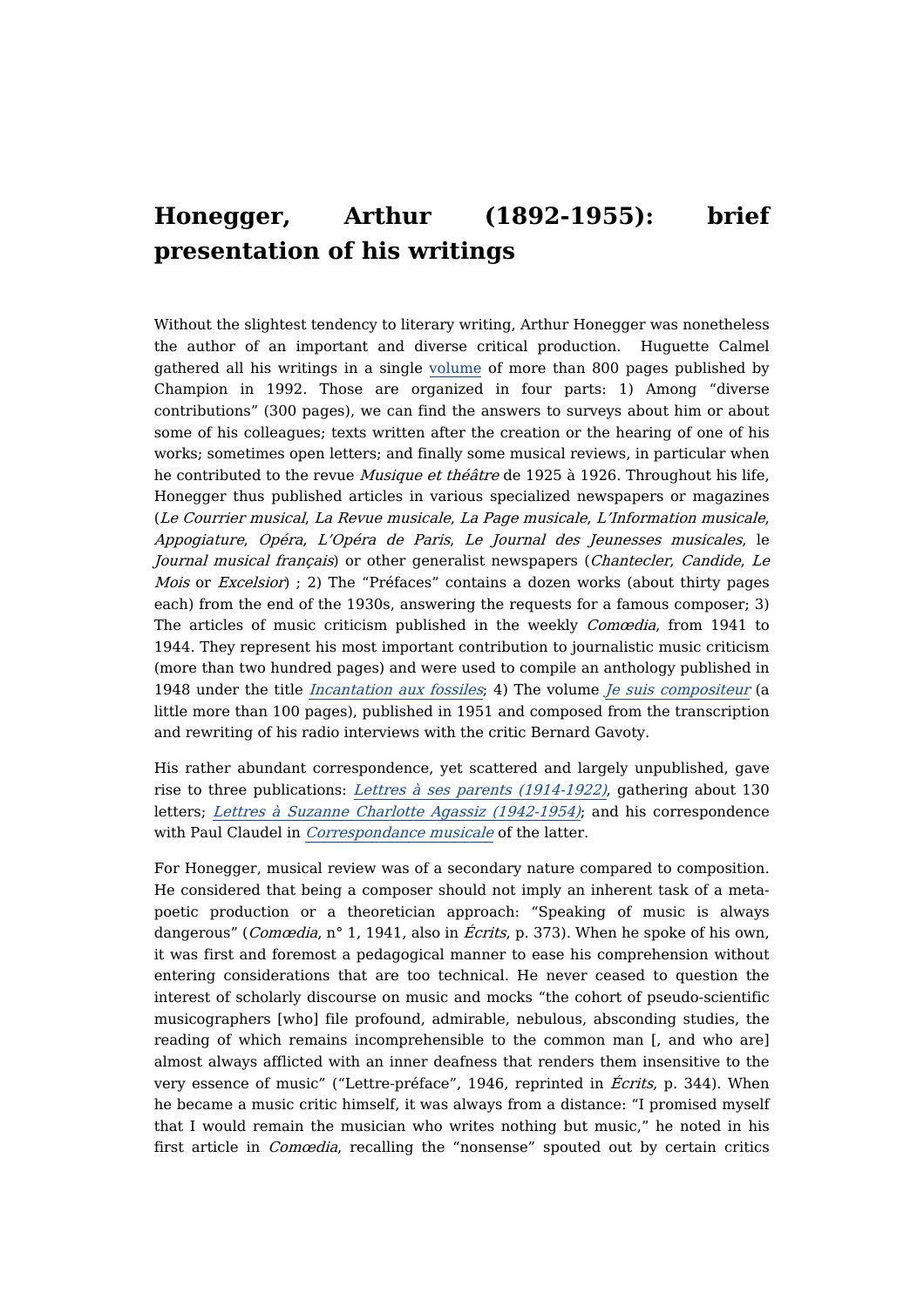# Honegger, Arthur (1892-1955): brief presentation of his writings

Without the slightest tendency to literary writing, Arthur Honegger was nonetheless the author of an important and diverse critical production. Huguette Calmel gathered all his writings in a single volume of more than 800 pages published by Champion in 1992. Those are organized in four parts: 1) Among “diverse contributions” (300 pages), we can find the answers to surveys about him or about some of his colleagues; texts written after the creation or the hearing of one of his works; sometimes open letters; and finally some musical reviews, in particular when he contributed to the revue *Musique et théâtre* de 1925 à 1926. Throughout his life, Honegger thus published articles in various specialized newspapers or magazines (*Le Courrier musical*, *La Revue musicale*, *La Page musicale*, *L’Information musicale*, *Appogiature*, *Opéra*, *L’Opéra de Paris*, *Le Journal des Jeunesses musicales*, le *Journal musical français*) or other generalist newspapers (*Chantecler*, *Candide*, *Le Mois* or *Excelsior*) ; 2) The “Préfaces” contains a dozen works (about thirty pages each) from the end of the 1930s, answering the requests for a famous composer; 3) The articles of music criticism published in the weekly *Comœdia*, from 1941 to 1944. They represent his most important contribution to journalistic music criticism (more than two hundred pages) and were used to compile an anthology published in 1948 under the title *Incantation aux fossiles*; 4) The volume *Je suis compositeur* (a little more than 100 pages), published in 1951 and composed from the transcription and rewriting of his radio interviews with the critic Bernard Gavoty.

His rather abundant correspondence, yet scattered and largely unpublished, gave rise to three publications: *Lettres à ses parents (1914-1922)*, gathering about 130 letters; *Lettres à Suzanne Charlotte Agassiz (1942-1954)*; and his correspondence with Paul Claudel in *Correspondance musicale* of the latter.

For Honegger, musical review was of a secondary nature compared to composition. He considered that being a composer should not imply an inherent task of a meta-poetic production or a theoretician approach: “Speaking of music is always dangerous” (*Comœdia*, n° 1, 1941, also in *Écrits*, p. 373). When he spoke of his own, it was first and foremost a pedagogical manner to ease his comprehension without entering considerations that are too technical. He never ceased to question the interest of scholarly discourse on music and mocks “the cohort of pseudo-scientific musicographers [who] file profound, admirable, nebulous, absconding studies, the reading of which remains incomprehensible to the common man [, and who are] almost always afflicted with an inner deafness that renders them insensitive to the very essence of music” (“Lettre-préface”, 1946, reprinted in *Écrits*, p. 344). When he became a music critic himself, it was always from a distance: “I promised myself that I would remain the musician who writes nothing but music,” he noted in his first article in *Comœdia*, recalling the “nonsense” spouted out by certain critics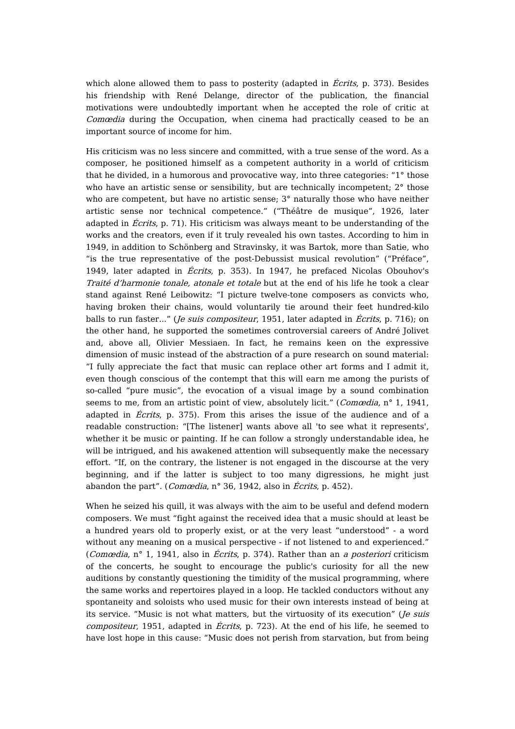which alone allowed them to pass to posterity (adapted in *Écrits*, p. 373). Besides his friendship with René Delange, director of the publication, the financial motivations were undoubtedly important when he accepted the role of critic at *Comœdia* during the Occupation, when cinema had practically ceased to be an important source of income for him.

His criticism was no less sincere and committed, with a true sense of the word. As a composer, he positioned himself as a competent authority in a world of criticism that he divided, in a humorous and provocative way, into three categories: "1° those who have an artistic sense or sensibility, but are technically incompetent; 2° those who are competent, but have no artistic sense; 3° naturally those who have neither artistic sense nor technical competence." ("Théâtre de musique", 1926, later adapted in *Écrits*, p. 71). His criticism was always meant to be understanding of the works and the creators, even if it truly revealed his own tastes. According to him in 1949, in addition to Schönberg and Stravinsky, it was Bartok, more than Satie, who "is the true representative of the post-Debussist musical revolution" ("Préface", 1949, later adapted in *Écrits*, p. 353). In 1947, he prefaced Nicolas Obouhov's *Traité d'harmonie tonale, atonale et totale* but at the end of his life he took a clear stand against René Leibowitz: "I picture twelve-tone composers as convicts who, having broken their chains, would voluntarily tie around their feet hundred-kilo balls to run faster…" (*Je suis compositeur*, 1951, later adapted in *Écrits*, p. 716); on the other hand, he supported the sometimes controversial careers of André Jolivet and, above all, Olivier Messiaen. In fact, he remains keen on the expressive dimension of music instead of the abstraction of a pure research on sound material: "I fully appreciate the fact that music can replace other art forms and I admit it, even though conscious of the contempt that this will earn me among the purists of so-called "pure music", the evocation of a visual image by a sound combination seems to me, from an artistic point of view, absolutely licit." (*Comœdia*, n° 1, 1941, adapted in *Écrits*, p. 375). From this arises the issue of the audience and of a readable construction: "[The listener] wants above all 'to see what it represents', whether it be music or painting. If he can follow a strongly understandable idea, he will be intrigued, and his awakened attention will subsequently make the necessary effort. "If, on the contrary, the listener is not engaged in the discourse at the very beginning, and if the latter is subject to too many digressions, he might just abandon the part". (*Comœdia*, n° 36, 1942, also in *Écrits*, p. 452).

When he seized his quill, it was always with the aim to be useful and defend modern composers. We must "fight against the received idea that a music should at least be a hundred years old to properly exist, or at the very least "understood" - a word without any meaning on a musical perspective - if not listened to and experienced." (*Comœdia*, n° 1, 1941, also in *Écrits*, p. 374). Rather than an *a posteriori* criticism of the concerts, he sought to encourage the public's curiosity for all the new auditions by constantly questioning the timidity of the musical programming, where the same works and repertoires played in a loop. He tackled conductors without any spontaneity and soloists who used music for their own interests instead of being at its service. "Music is not what matters, but the virtuosity of its execution" (*Je suis compositeur*, 1951, adapted in *Écrits*, p. 723). At the end of his life, he seemed to have lost hope in this cause: "Music does not perish from starvation, but from being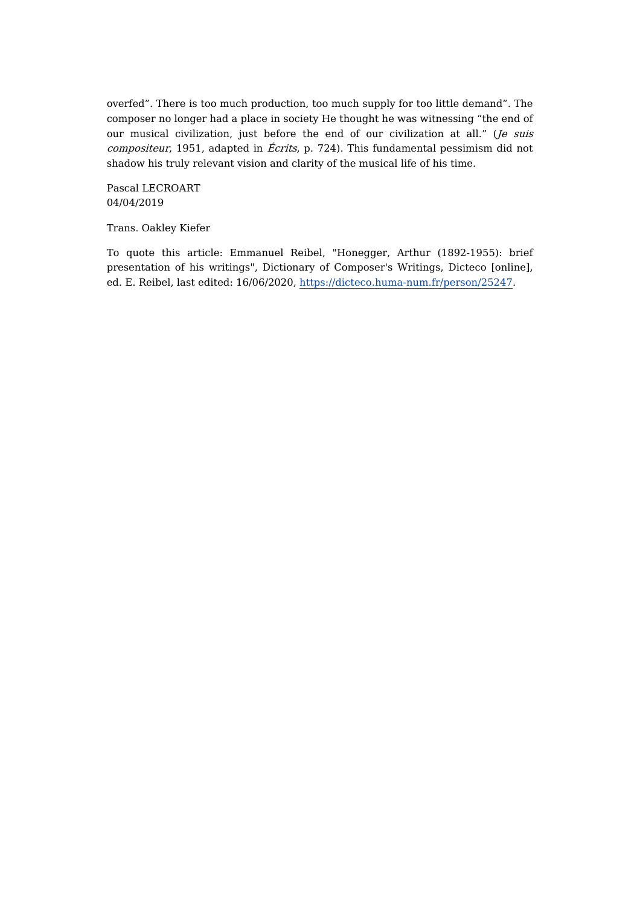overfed". There is too much production, too much supply for too little demand". The composer no longer had a place in society He thought he was witnessing "the end of our musical civilization, just before the end of our civilization at all." (*Je suis compositeur*, 1951, adapted in *Écrits*, p. 724). This fundamental pessimism did not shadow his truly relevant vision and clarity of the musical life of his time.

Pascal LECROART  
04/04/2019

Trans. Oakley Kiefer

To quote this article: Emmanuel Reibel, "Honegger, Arthur (1892-1955): brief presentation of his writings", Dictionary of Composer's Writings, Dicteco [online], ed. E. Reibel, last edited: 16/06/2020, https://dicteco.huma-num.fr/person/25247.